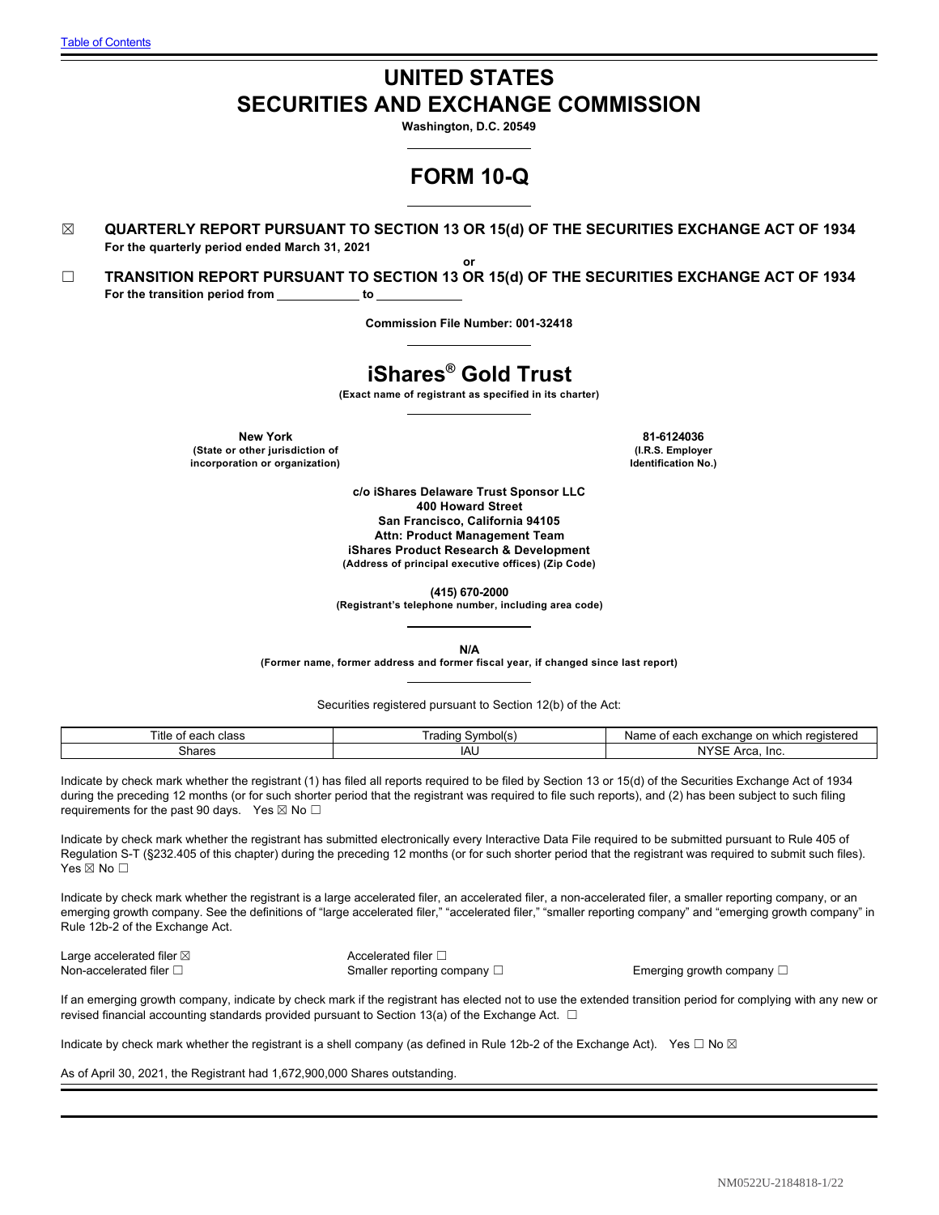[Table of Contents](#)

# UNITED STATES
# SECURITIES AND EXCHANGE COMMISSION

**Washington, D.C. 20549**

# FORM 10-Q

☒ **QUARTERLY REPORT PURSUANT TO SECTION 13 OR 15(d) OF THE SECURITIES EXCHANGE ACT OF 1934**
**For the quarterly period ended March 31, 2021**

**or**

☐ **TRANSITION REPORT PURSUANT TO SECTION 13 OR 15(d) OF THE SECURITIES EXCHANGE ACT OF 1934**
**For the transition period from \_\_\_\_\_\_\_\_\_\_\_\_ to \_\_\_\_\_\_\_\_\_\_\_\_**

**Commission File Number: 001-32418**

# iShares® Gold Trust

**(Exact name of registrant as specified in its charter)**

| | |
|---|---|
| **New York** | **81-6124036** |
| **(State or other jurisdiction of incorporation or organization)** | **(I.R.S. Employer Identification No.)** |

**c/o iShares Delaware Trust Sponsor LLC**
**400 Howard Street**
**San Francisco, California 94105**
**Attn: Product Management Team**
**iShares Product Research & Development**
**(Address of principal executive offices) (Zip Code)**

**(415) 670-2000**
**(Registrant's telephone number, including area code)**

**N/A**
**(Former name, former address and former fiscal year, if changed since last report)**

Securities registered pursuant to Section 12(b) of the Act:

| Title of each class | Trading Symbol(s) | Name of each exchange on which registered |
|---|---|---|
| Shares | IAU | NYSE Arca, Inc. |

Indicate by check mark whether the registrant (1) has filed all reports required to be filed by Section 13 or 15(d) of the Securities Exchange Act of 1934 during the preceding 12 months (or for such shorter period that the registrant was required to file such reports), and (2) has been subject to such filing requirements for the past 90 days. Yes ☒ No ☐

Indicate by check mark whether the registrant has submitted electronically every Interactive Data File required to be submitted pursuant to Rule 405 of Regulation S-T (§232.405 of this chapter) during the preceding 12 months (or for such shorter period that the registrant was required to submit such files). Yes ☒ No ☐

Indicate by check mark whether the registrant is a large accelerated filer, an accelerated filer, a non-accelerated filer, a smaller reporting company, or an emerging growth company. See the definitions of "large accelerated filer," "accelerated filer," "smaller reporting company" and "emerging growth company" in Rule 12b-2 of the Exchange Act.

| | | |
|---|---|---|
| Large accelerated filer ☒ | Accelerated filer ☐ | |
| Non-accelerated filer ☐ | Smaller reporting company ☐ | Emerging growth company ☐ |

If an emerging growth company, indicate by check mark if the registrant has elected not to use the extended transition period for complying with any new or revised financial accounting standards provided pursuant to Section 13(a) of the Exchange Act. ☐

Indicate by check mark whether the registrant is a shell company (as defined in Rule 12b-2 of the Exchange Act). Yes ☐ No ☒

As of April 30, 2021, the Registrant had 1,672,900,000 Shares outstanding.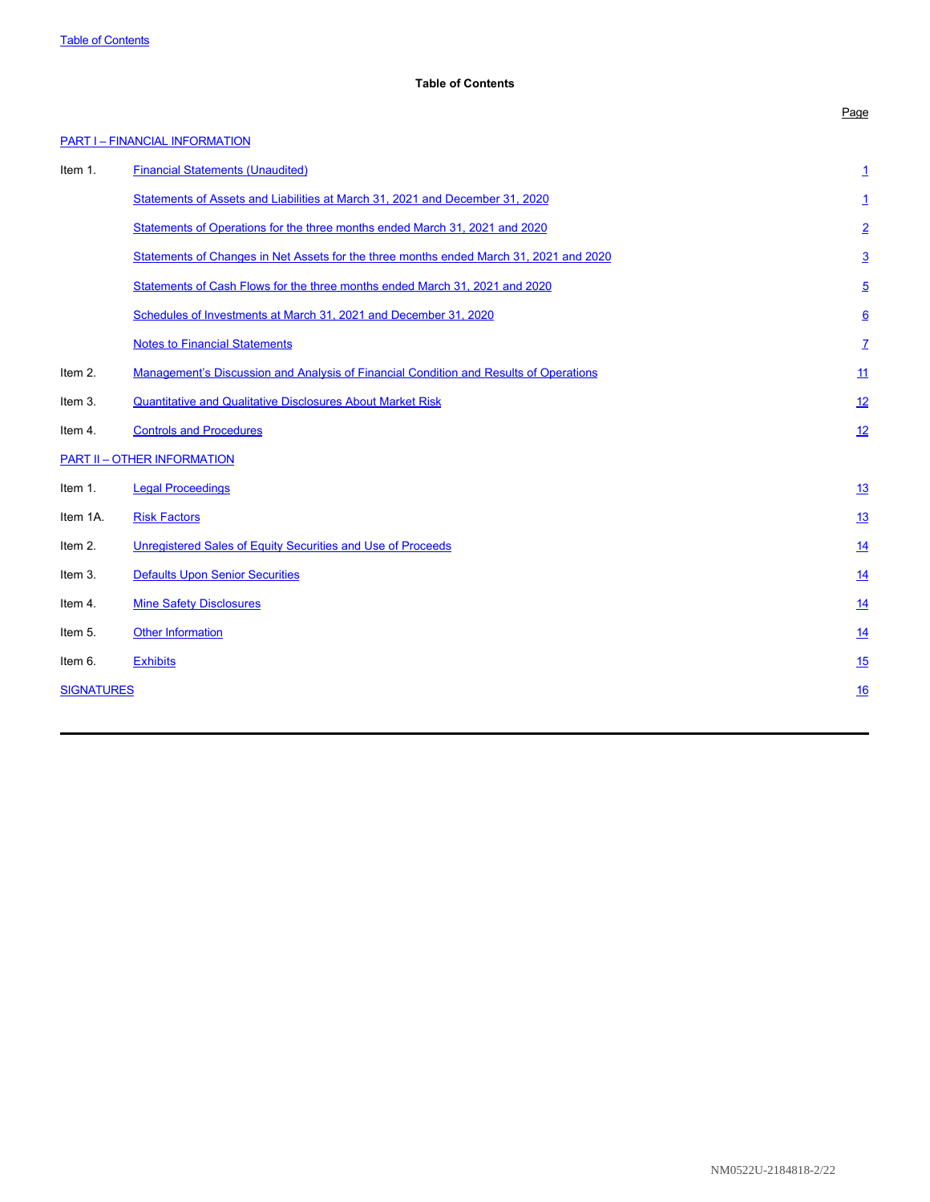## Table of Contents

| | | Page |
|---|---|---|
| **PART I – FINANCIAL INFORMATION** | | |
| Item 1. | Financial Statements (Unaudited) | 1 |
| | Statements of Assets and Liabilities at March 31, 2021 and December 31, 2020 | 1 |
| | Statements of Operations for the three months ended March 31, 2021 and 2020 | 2 |
| | Statements of Changes in Net Assets for the three months ended March 31, 2021 and 2020 | 3 |
| | Statements of Cash Flows for the three months ended March 31, 2021 and 2020 | 5 |
| | Schedules of Investments at March 31, 2021 and December 31, 2020 | 6 |
| | Notes to Financial Statements | 7 |
| Item 2. | Management's Discussion and Analysis of Financial Condition and Results of Operations | 11 |
| Item 3. | Quantitative and Qualitative Disclosures About Market Risk | 12 |
| Item 4. | Controls and Procedures | 12 |
| **PART II – OTHER INFORMATION** | | |
| Item 1. | Legal Proceedings | 13 |
| Item 1A. | Risk Factors | 13 |
| Item 2. | Unregistered Sales of Equity Securities and Use of Proceeds | 14 |
| Item 3. | Defaults Upon Senior Securities | 14 |
| Item 4. | Mine Safety Disclosures | 14 |
| Item 5. | Other Information | 14 |
| Item 6. | Exhibits | 15 |
| **SIGNATURES** | | 16 |

NM0522U-2184818-2/22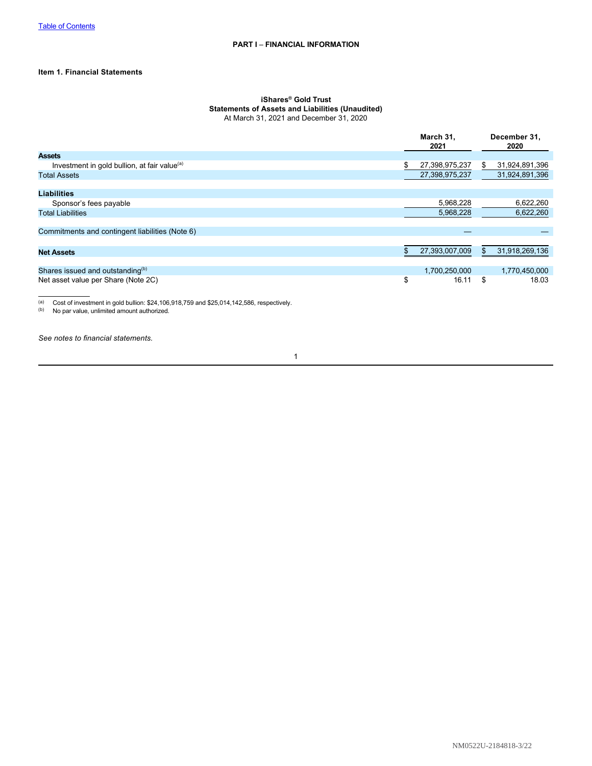[Table of Contents]

## PART I – FINANCIAL INFORMATION

### Item 1. Financial Statements

**iShares® Gold Trust**
**Statements of Assets and Liabilities (Unaudited)**
At March 31, 2021 and December 31, 2020

| | March 31, 2021 | December 31, 2020 |
|---|---|---|
| **Assets** | | |
| Investment in gold bullion, at fair value[(a)] | $ 27,398,975,237 | $ 31,924,891,396 |
| Total Assets | 27,398,975,237 | 31,924,891,396 |
| **Liabilities** | | |
| Sponsor's fees payable | 5,968,228 | 6,622,260 |
| Total Liabilities | 5,968,228 | 6,622,260 |
| Commitments and contingent liabilities (Note 6) | — | — |
| **Net Assets** | $ 27,393,007,009 | $ 31,918,269,136 |
| Shares issued and outstanding[(b)] | 1,700,250,000 | 1,770,450,000 |
| Net asset value per Share (Note 2C) | $ 16.11 | $ 18.03 |

(a) Cost of investment in gold bullion: $24,106,918,759 and $25,014,142,586, respectively.
(b) No par value, unlimited amount authorized.

*See notes to financial statements.*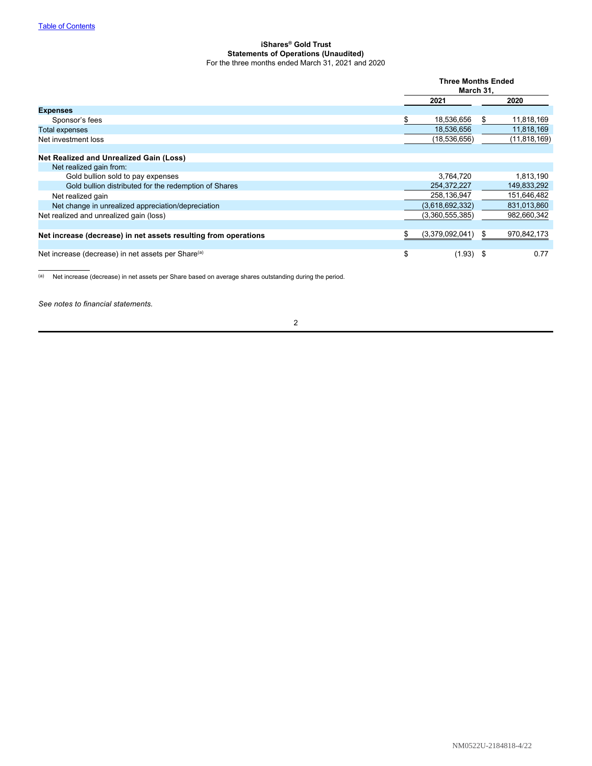[Table of Contents](#)

**iShares® Gold Trust**
**Statements of Operations (Unaudited)**
For the three months ended March 31, 2021 and 2020

| | Three Months Ended March 31, | |
|---|---|---|
| | **2021** | **2020** |
| **Expenses** | | |
| Sponsor's fees | $ 18,536,656 | $ 11,818,169 |
| Total expenses | 18,536,656 | 11,818,169 |
| Net investment loss | (18,536,656) | (11,818,169) |
| | | |
| **Net Realized and Unrealized Gain (Loss)** | | |
| Net realized gain from: | | |
| Gold bullion sold to pay expenses | 3,764,720 | 1,813,190 |
| Gold bullion distributed for the redemption of Shares | 254,372,227 | 149,833,292 |
| Net realized gain | 258,136,947 | 151,646,482 |
| Net change in unrealized appreciation/depreciation | (3,618,692,332) | 831,013,860 |
| Net realized and unrealized gain (loss) | (3,360,555,385) | 982,660,342 |
| | | |
| **Net increase (decrease) in net assets resulting from operations** | $ (3,379,092,041) | $ 970,842,173 |
| | | |
| Net increase (decrease) in net assets per Share[(a)] | $ (1.93) | $ 0.77 |

(a) Net increase (decrease) in net assets per Share based on average shares outstanding during the period.

*See notes to financial statements.*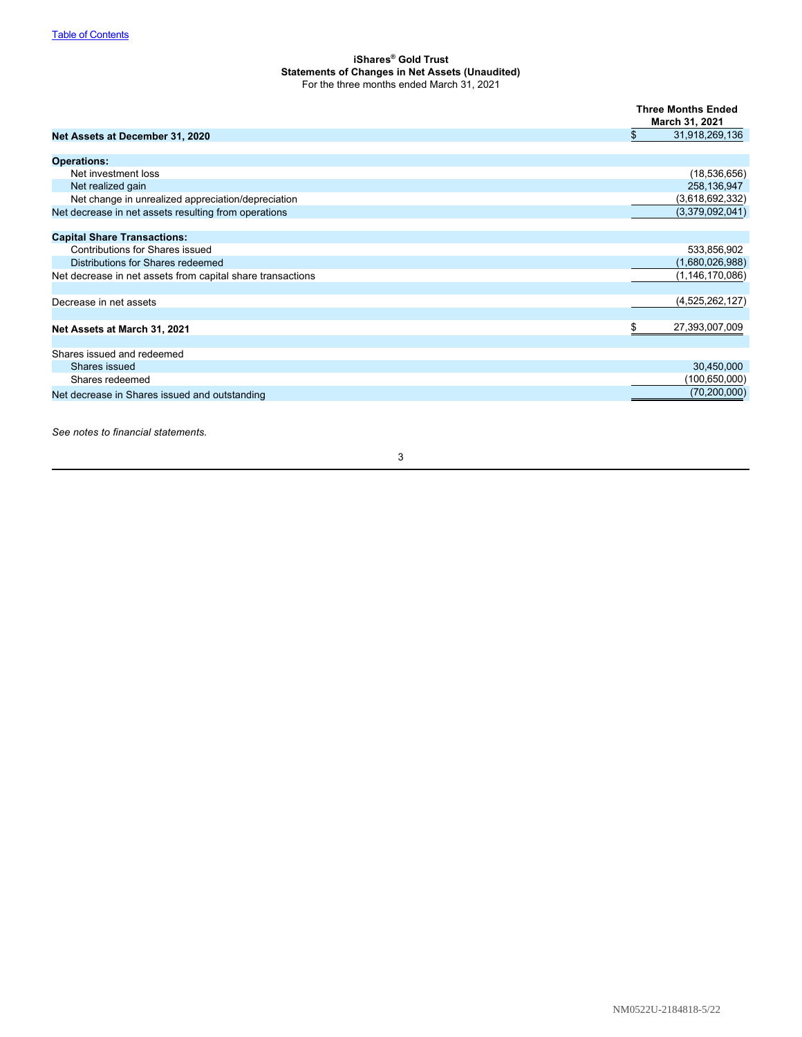# iShares® Gold Trust
## Statements of Changes in Net Assets (Unaudited)
For the three months ended March 31, 2021

| | Three Months Ended March 31, 2021 |
|---|---|
| **Net Assets at December 31, 2020** | $ 31,918,269,136 |
| **Operations:** | |
| Net investment loss | (18,536,656) |
| Net realized gain | 258,136,947 |
| Net change in unrealized appreciation/depreciation | (3,618,692,332) |
| Net decrease in net assets resulting from operations | (3,379,092,041) |
| **Capital Share Transactions:** | |
| Contributions for Shares issued | 533,856,902 |
| Distributions for Shares redeemed | (1,680,026,988) |
| Net decrease in net assets from capital share transactions | (1,146,170,086) |
| Decrease in net assets | (4,525,262,127) |
| **Net Assets at March 31, 2021** | $ 27,393,007,009 |
| Shares issued and redeemed | |
| Shares issued | 30,450,000 |
| Shares redeemed | (100,650,000) |
| Net decrease in Shares issued and outstanding | (70,200,000) |

*See notes to financial statements.*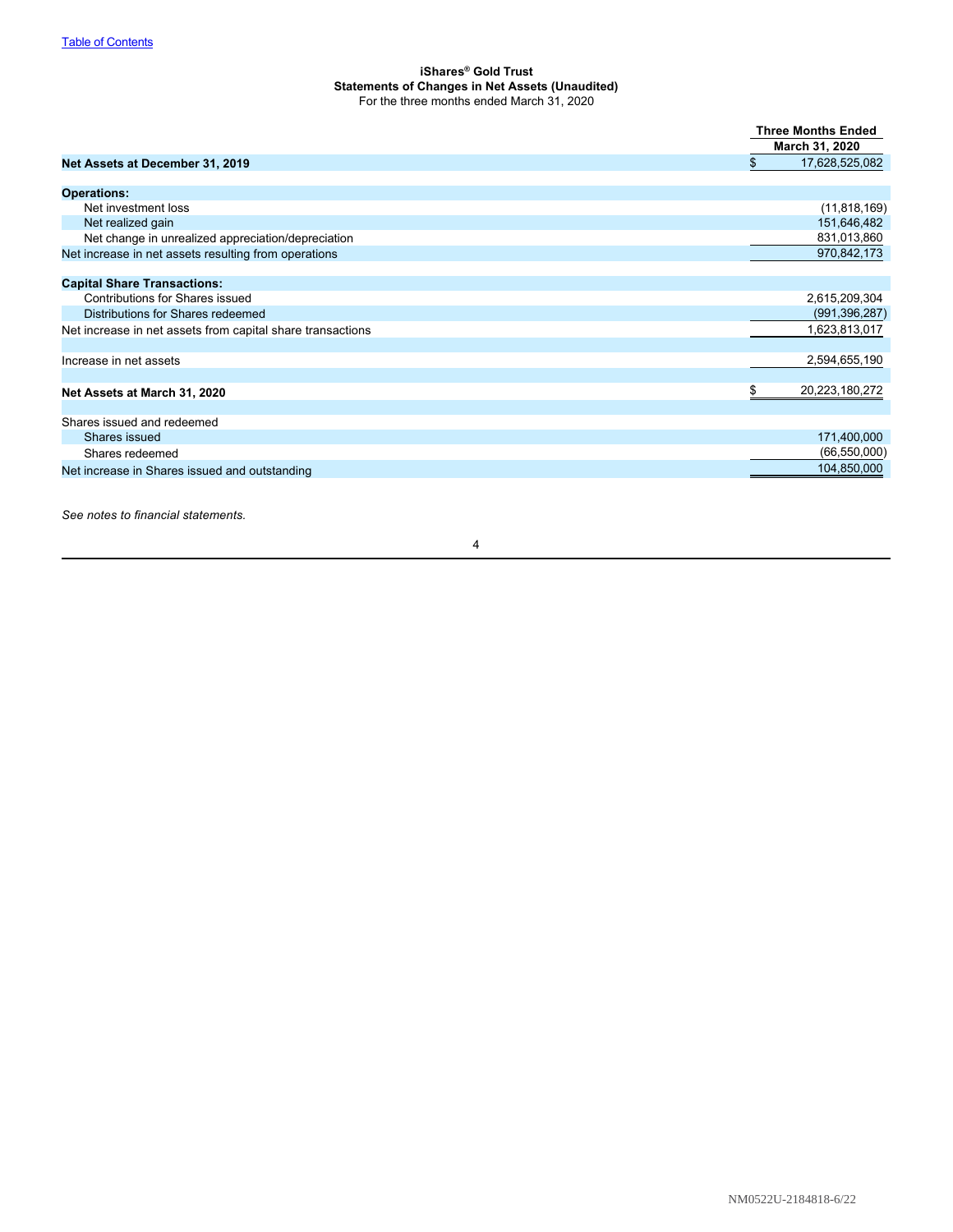[Table of Contents](#)

**iShares® Gold Trust**
**Statements of Changes in Net Assets (Unaudited)**
For the three months ended March 31, 2020

| | Three Months Ended March 31, 2020 |
|---|---|
| **Net Assets at December 31, 2019** | $ 17,628,525,082 |
| | |
| **Operations:** | |
| Net investment loss | (11,818,169) |
| Net realized gain | 151,646,482 |
| Net change in unrealized appreciation/depreciation | 831,013,860 |
| Net increase in net assets resulting from operations | 970,842,173 |
| | |
| **Capital Share Transactions:** | |
| Contributions for Shares issued | 2,615,209,304 |
| Distributions for Shares redeemed | (991,396,287) |
| Net increase in net assets from capital share transactions | 1,623,813,017 |
| | |
| Increase in net assets | 2,594,655,190 |
| | |
| **Net Assets at March 31, 2020** | $ 20,223,180,272 |
| | |
| Shares issued and redeemed | |
| Shares issued | 171,400,000 |
| Shares redeemed | (66,550,000) |
| Net increase in Shares issued and outstanding | 104,850,000 |

*See notes to financial statements.*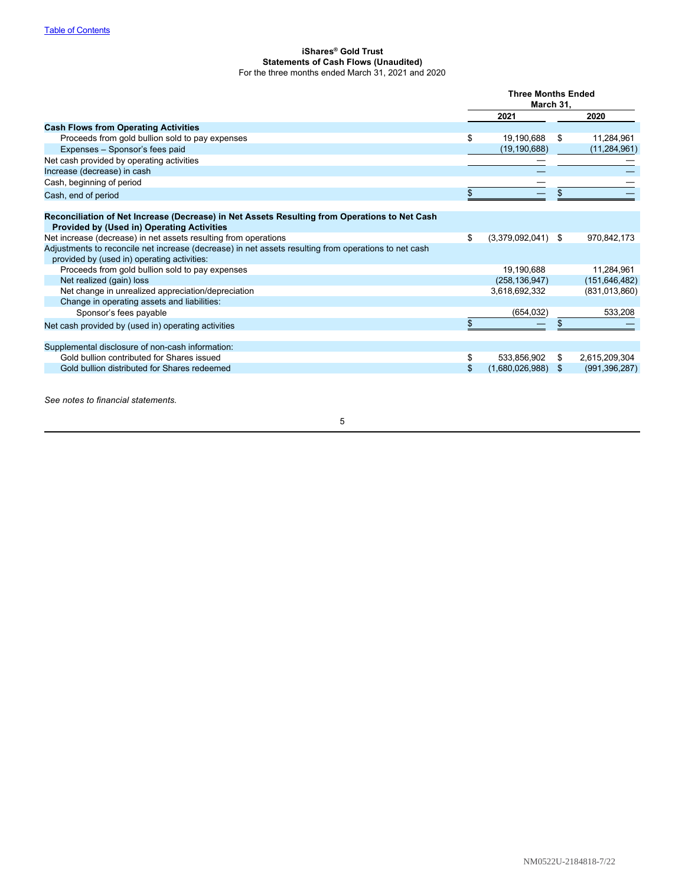[Table of Contents](#)

**iShares® Gold Trust**
**Statements of Cash Flows (Unaudited)**
For the three months ended March 31, 2021 and 2020

| | Three Months Ended March 31, | |
|---|---|---|
| | 2021 | 2020 |
| **Cash Flows from Operating Activities** | | |
| Proceeds from gold bullion sold to pay expenses | $ 19,190,688 | $ 11,284,961 |
| Expenses – Sponsor's fees paid | (19,190,688) | (11,284,961) |
| Net cash provided by operating activities | — | — |
| Increase (decrease) in cash | — | — |
| Cash, beginning of period | — | — |
| Cash, end of period | $ — | $ — |
| **Reconciliation of Net Increase (Decrease) in Net Assets Resulting from Operations to Net Cash Provided by (Used in) Operating Activities** | | |
| Net increase (decrease) in net assets resulting from operations | $ (3,379,092,041) | $ 970,842,173 |
| Adjustments to reconcile net increase (decrease) in net assets resulting from operations to net cash provided by (used in) operating activities: | | |
| Proceeds from gold bullion sold to pay expenses | 19,190,688 | 11,284,961 |
| Net realized (gain) loss | (258,136,947) | (151,646,482) |
| Net change in unrealized appreciation/depreciation | 3,618,692,332 | (831,013,860) |
| Change in operating assets and liabilities: | | |
| Sponsor's fees payable | (654,032) | 533,208 |
| Net cash provided by (used in) operating activities | $ — | $ — |
| Supplemental disclosure of non-cash information: | | |
| Gold bullion contributed for Shares issued | $ 533,856,902 | $ 2,615,209,304 |
| Gold bullion distributed for Shares redeemed | $ (1,680,026,988) | $ (991,396,287) |

*See notes to financial statements.*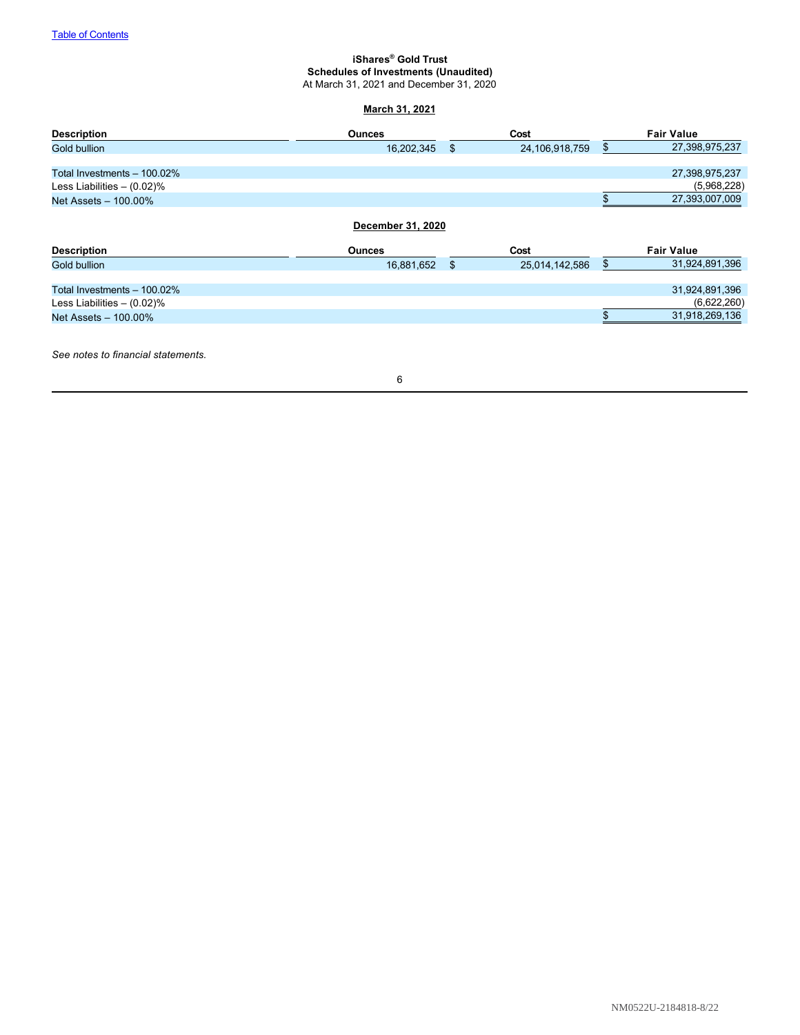[Table of Contents](#)

**iShares® Gold Trust**
**Schedules of Investments (Unaudited)**
At March 31, 2021 and December 31, 2020

**March 31, 2021**

| Description | Ounces | Cost | Fair Value |
|---|---|---|---|
| Gold bullion | 16,202,345 | $ 24,106,918,759 | $ 27,398,975,237 |
| | | | |
| Total Investments – 100.02% | | | 27,398,975,237 |
| Less Liabilities – (0.02)% | | | (5,968,228) |
| Net Assets – 100.00% | | | $ 27,393,007,009 |

**December 31, 2020**

| Description | Ounces | Cost | Fair Value |
|---|---|---|---|
| Gold bullion | 16,881,652 | $ 25,014,142,586 | $ 31,924,891,396 |
| | | | |
| Total Investments – 100.02% | | | 31,924,891,396 |
| Less Liabilities – (0.02)% | | | (6,622,260) |
| Net Assets – 100.00% | | | $ 31,918,269,136 |

*See notes to financial statements.*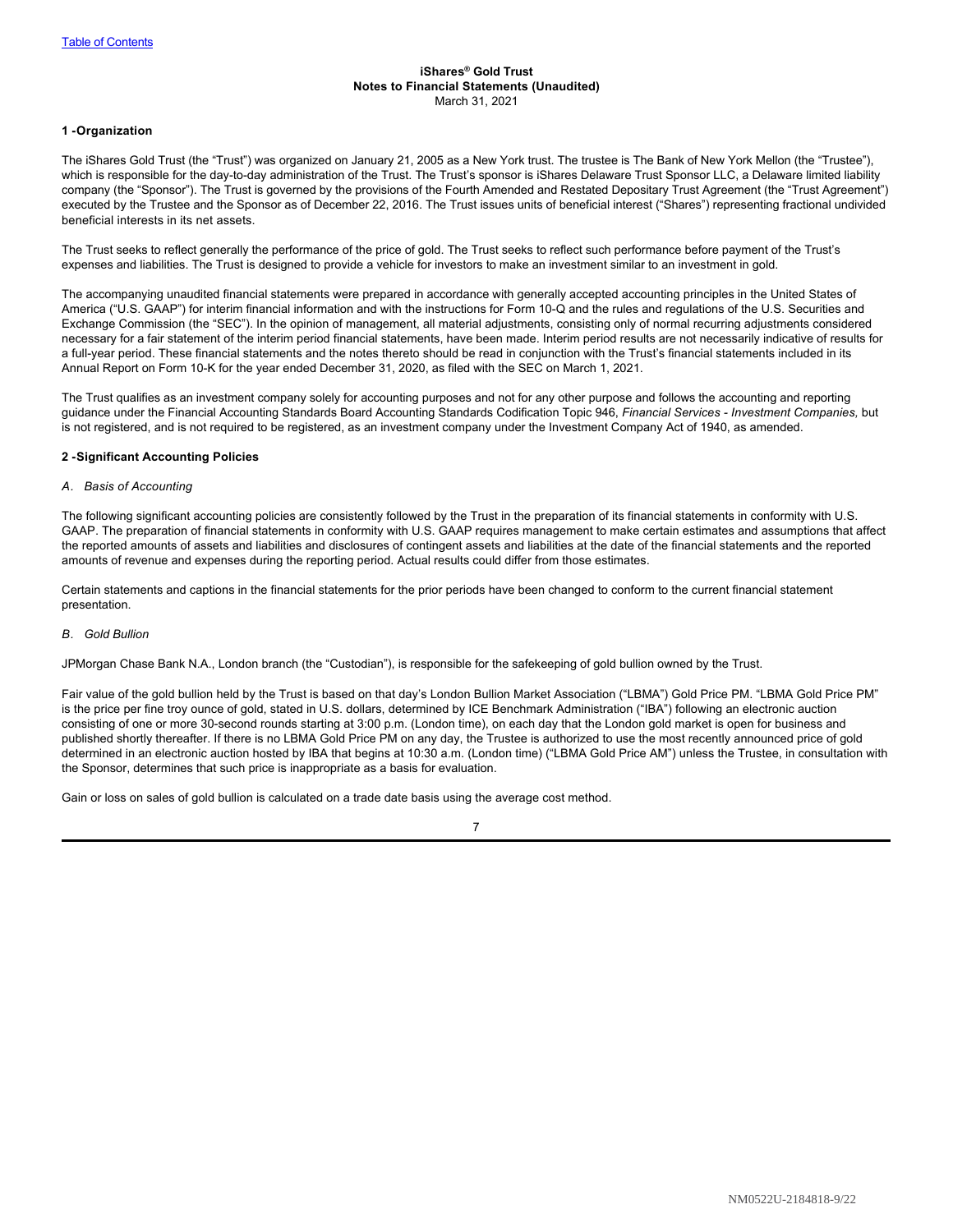**iShares® Gold Trust**
**Notes to Financial Statements (Unaudited)**
March 31, 2021

## 1 -Organization

The iShares Gold Trust (the "Trust") was organized on January 21, 2005 as a New York trust. The trustee is The Bank of New York Mellon (the "Trustee"), which is responsible for the day-to-day administration of the Trust. The Trust's sponsor is iShares Delaware Trust Sponsor LLC, a Delaware limited liability company (the "Sponsor"). The Trust is governed by the provisions of the Fourth Amended and Restated Depositary Trust Agreement (the "Trust Agreement") executed by the Trustee and the Sponsor as of December 22, 2016. The Trust issues units of beneficial interest ("Shares") representing fractional undivided beneficial interests in its net assets.

The Trust seeks to reflect generally the performance of the price of gold. The Trust seeks to reflect such performance before payment of the Trust's expenses and liabilities. The Trust is designed to provide a vehicle for investors to make an investment similar to an investment in gold.

The accompanying unaudited financial statements were prepared in accordance with generally accepted accounting principles in the United States of America ("U.S. GAAP") for interim financial information and with the instructions for Form 10-Q and the rules and regulations of the U.S. Securities and Exchange Commission (the "SEC"). In the opinion of management, all material adjustments, consisting only of normal recurring adjustments considered necessary for a fair statement of the interim period financial statements, have been made. Interim period results are not necessarily indicative of results for a full-year period. These financial statements and the notes thereto should be read in conjunction with the Trust's financial statements included in its Annual Report on Form 10-K for the year ended December 31, 2020, as filed with the SEC on March 1, 2021.

The Trust qualifies as an investment company solely for accounting purposes and not for any other purpose and follows the accounting and reporting guidance under the Financial Accounting Standards Board Accounting Standards Codification Topic 946, *Financial Services - Investment Companies,* but is not registered, and is not required to be registered, as an investment company under the Investment Company Act of 1940, as amended.

## 2 -Significant Accounting Policies

### *A. Basis of Accounting*

The following significant accounting policies are consistently followed by the Trust in the preparation of its financial statements in conformity with U.S. GAAP. The preparation of financial statements in conformity with U.S. GAAP requires management to make certain estimates and assumptions that affect the reported amounts of assets and liabilities and disclosures of contingent assets and liabilities at the date of the financial statements and the reported amounts of revenue and expenses during the reporting period. Actual results could differ from those estimates.

Certain statements and captions in the financial statements for the prior periods have been changed to conform to the current financial statement presentation.

### *B. Gold Bullion*

JPMorgan Chase Bank N.A., London branch (the "Custodian"), is responsible for the safekeeping of gold bullion owned by the Trust.

Fair value of the gold bullion held by the Trust is based on that day's London Bullion Market Association ("LBMA") Gold Price PM. "LBMA Gold Price PM" is the price per fine troy ounce of gold, stated in U.S. dollars, determined by ICE Benchmark Administration ("IBA") following an electronic auction consisting of one or more 30-second rounds starting at 3:00 p.m. (London time), on each day that the London gold market is open for business and published shortly thereafter. If there is no LBMA Gold Price PM on any day, the Trustee is authorized to use the most recently announced price of gold determined in an electronic auction hosted by IBA that begins at 10:30 a.m. (London time) ("LBMA Gold Price AM") unless the Trustee, in consultation with the Sponsor, determines that such price is inappropriate as a basis for evaluation.

Gain or loss on sales of gold bullion is calculated on a trade date basis using the average cost method.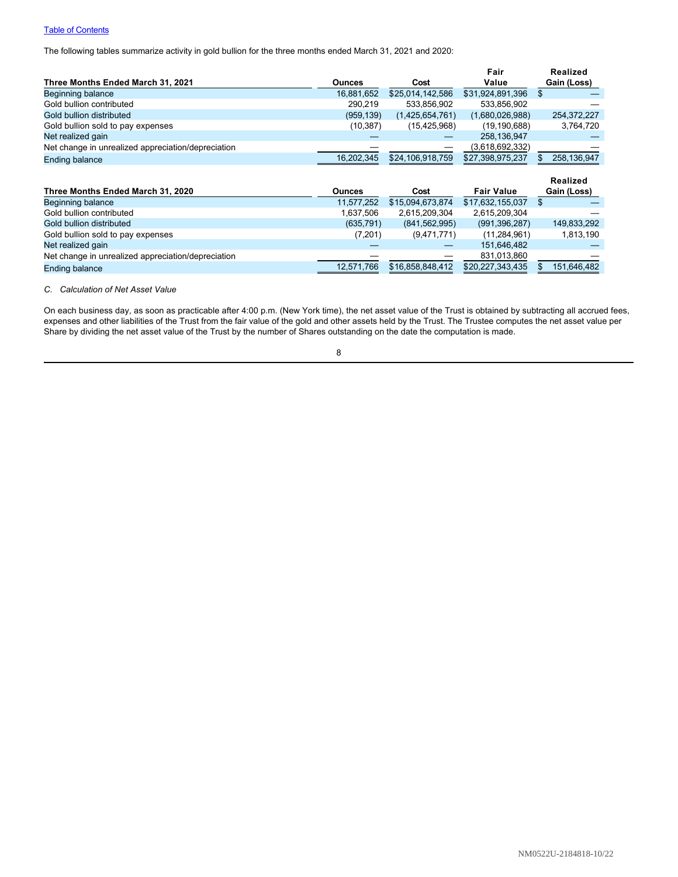Table of Contents

The following tables summarize activity in gold bullion for the three months ended March 31, 2021 and 2020:

| Three Months Ended March 31, 2021 | Ounces | Cost | Fair Value | Realized Gain (Loss) |
|---|---|---|---|---|
| Beginning balance | 16,881,652 | $25,014,142,586 | $31,924,891,396 | $ — |
| Gold bullion contributed | 290,219 | 533,856,902 | 533,856,902 | — |
| Gold bullion distributed | (959,139) | (1,425,654,761) | (1,680,026,988) | 254,372,227 |
| Gold bullion sold to pay expenses | (10,387) | (15,425,968) | (19,190,688) | 3,764,720 |
| Net realized gain | — | — | 258,136,947 | — |
| Net change in unrealized appreciation/depreciation | — | — | (3,618,692,332) | — |
| Ending balance | 16,202,345 | $24,106,918,759 | $27,398,975,237 | $ 258,136,947 |

| Three Months Ended March 31, 2020 | Ounces | Cost | Fair Value | Realized Gain (Loss) |
|---|---|---|---|---|
| Beginning balance | 11,577,252 | $15,094,673,874 | $17,632,155,037 | $ — |
| Gold bullion contributed | 1,637,506 | 2,615,209,304 | 2,615,209,304 | — |
| Gold bullion distributed | (635,791) | (841,562,995) | (991,396,287) | 149,833,292 |
| Gold bullion sold to pay expenses | (7,201) | (9,471,771) | (11,284,961) | 1,813,190 |
| Net realized gain | — | — | 151,646,482 | — |
| Net change in unrealized appreciation/depreciation | — | — | 831,013,860 | — |
| Ending balance | 12,571,766 | $16,858,848,412 | $20,227,343,435 | $ 151,646,482 |

*C. Calculation of Net Asset Value*

On each business day, as soon as practicable after 4:00 p.m. (New York time), the net asset value of the Trust is obtained by subtracting all accrued fees, expenses and other liabilities of the Trust from the fair value of the gold and other assets held by the Trust. The Trustee computes the net asset value per Share by dividing the net asset value of the Trust by the number of Shares outstanding on the date the computation is made.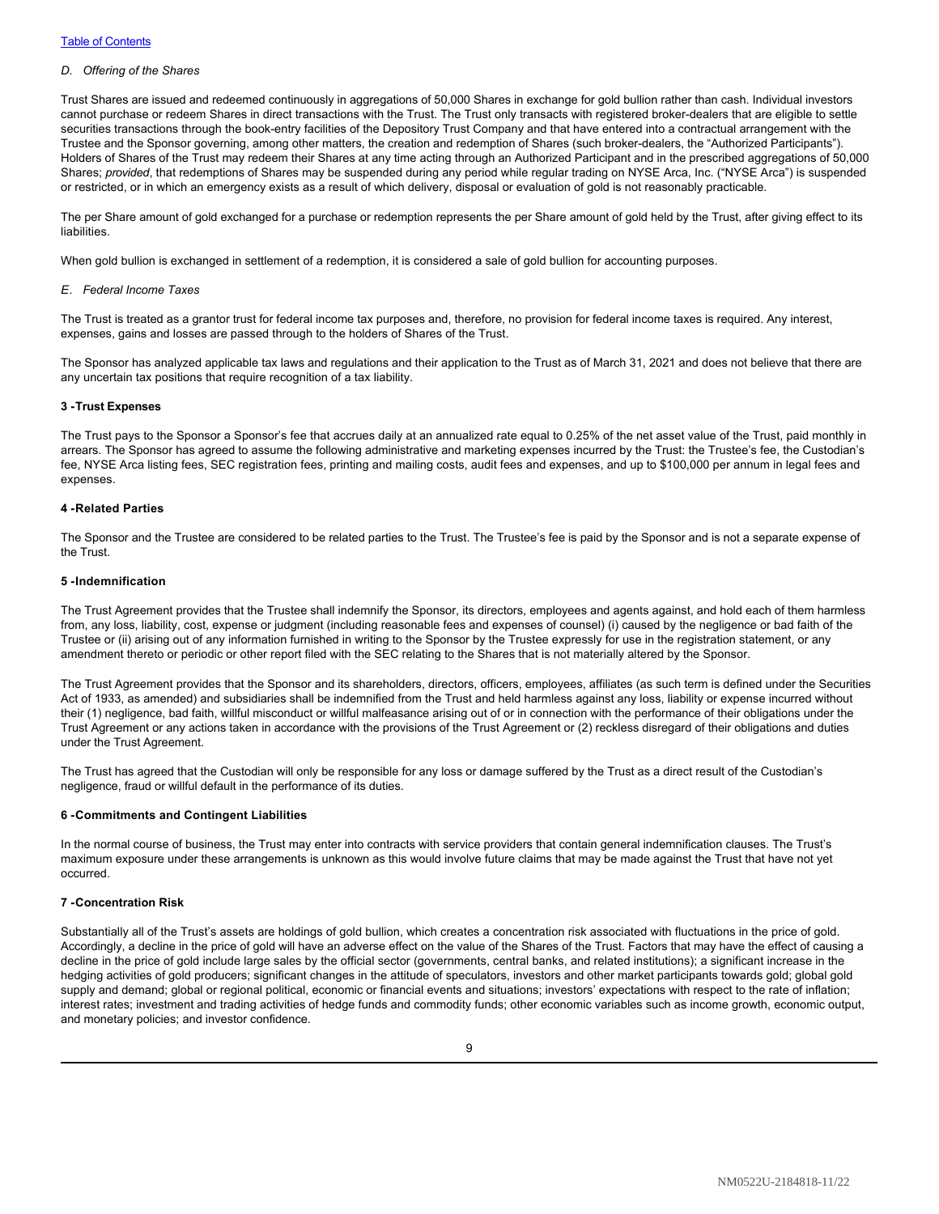*D. Offering of the Shares*

Trust Shares are issued and redeemed continuously in aggregations of 50,000 Shares in exchange for gold bullion rather than cash. Individual investors cannot purchase or redeem Shares in direct transactions with the Trust. The Trust only transacts with registered broker-dealers that are eligible to settle securities transactions through the book-entry facilities of the Depository Trust Company and that have entered into a contractual arrangement with the Trustee and the Sponsor governing, among other matters, the creation and redemption of Shares (such broker-dealers, the "Authorized Participants"). Holders of Shares of the Trust may redeem their Shares at any time acting through an Authorized Participant and in the prescribed aggregations of 50,000 Shares; *provided*, that redemptions of Shares may be suspended during any period while regular trading on NYSE Arca, Inc. ("NYSE Arca") is suspended or restricted, or in which an emergency exists as a result of which delivery, disposal or evaluation of gold is not reasonably practicable.

The per Share amount of gold exchanged for a purchase or redemption represents the per Share amount of gold held by the Trust, after giving effect to its liabilities.

When gold bullion is exchanged in settlement of a redemption, it is considered a sale of gold bullion for accounting purposes.

*E. Federal Income Taxes*

The Trust is treated as a grantor trust for federal income tax purposes and, therefore, no provision for federal income taxes is required. Any interest, expenses, gains and losses are passed through to the holders of Shares of the Trust.

The Sponsor has analyzed applicable tax laws and regulations and their application to the Trust as of March 31, 2021 and does not believe that there are any uncertain tax positions that require recognition of a tax liability.

**3 - Trust Expenses**

The Trust pays to the Sponsor a Sponsor's fee that accrues daily at an annualized rate equal to 0.25% of the net asset value of the Trust, paid monthly in arrears. The Sponsor has agreed to assume the following administrative and marketing expenses incurred by the Trust: the Trustee's fee, the Custodian's fee, NYSE Arca listing fees, SEC registration fees, printing and mailing costs, audit fees and expenses, and up to $100,000 per annum in legal fees and expenses.

**4 - Related Parties**

The Sponsor and the Trustee are considered to be related parties to the Trust. The Trustee's fee is paid by the Sponsor and is not a separate expense of the Trust.

**5 - Indemnification**

The Trust Agreement provides that the Trustee shall indemnify the Sponsor, its directors, employees and agents against, and hold each of them harmless from, any loss, liability, cost, expense or judgment (including reasonable fees and expenses of counsel) (i) caused by the negligence or bad faith of the Trustee or (ii) arising out of any information furnished in writing to the Sponsor by the Trustee expressly for use in the registration statement, or any amendment thereto or periodic or other report filed with the SEC relating to the Shares that is not materially altered by the Sponsor.

The Trust Agreement provides that the Sponsor and its shareholders, directors, officers, employees, affiliates (as such term is defined under the Securities Act of 1933, as amended) and subsidiaries shall be indemnified from the Trust and held harmless against any loss, liability or expense incurred without their (1) negligence, bad faith, willful misconduct or willful malfeasance arising out of or in connection with the performance of their obligations under the Trust Agreement or any actions taken in accordance with the provisions of the Trust Agreement or (2) reckless disregard of their obligations and duties under the Trust Agreement.

The Trust has agreed that the Custodian will only be responsible for any loss or damage suffered by the Trust as a direct result of the Custodian's negligence, fraud or willful default in the performance of its duties.

**6 - Commitments and Contingent Liabilities**

In the normal course of business, the Trust may enter into contracts with service providers that contain general indemnification clauses. The Trust's maximum exposure under these arrangements is unknown as this would involve future claims that may be made against the Trust that have not yet occurred.

**7 - Concentration Risk**

Substantially all of the Trust's assets are holdings of gold bullion, which creates a concentration risk associated with fluctuations in the price of gold. Accordingly, a decline in the price of gold will have an adverse effect on the value of the Shares of the Trust. Factors that may have the effect of causing a decline in the price of gold include large sales by the official sector (governments, central banks, and related institutions); a significant increase in the hedging activities of gold producers; significant changes in the attitude of speculators, investors and other market participants towards gold; global gold supply and demand; global or regional political, economic or financial events and situations; investors' expectations with respect to the rate of inflation; interest rates; investment and trading activities of hedge funds and commodity funds; other economic variables such as income growth, economic output, and monetary policies; and investor confidence.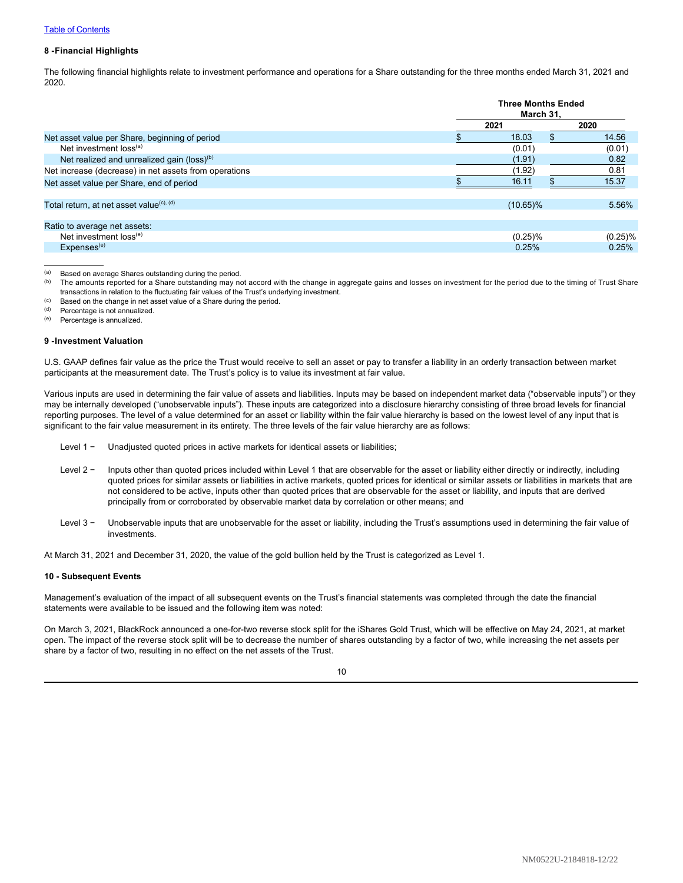## 8 -Financial Highlights

The following financial highlights relate to investment performance and operations for a Share outstanding for the three months ended March 31, 2021 and 2020.

| | Three Months Ended March 31, | |
|---|---|---|
| | 2021 | 2020 |
| Net asset value per Share, beginning of period | $ 18.03 | $ 14.56 |
| Net investment loss[(a)] | (0.01) | (0.01) |
| Net realized and unrealized gain (loss)[(b)] | (1.91) | 0.82 |
| Net increase (decrease) in net assets from operations | (1.92) | 0.81 |
| Net asset value per Share, end of period | $ 16.11 | $ 15.37 |
| | | |
| Total return, at net asset value[(c), (d)] | (10.65)% | 5.56% |
| | | |
| Ratio to average net assets: | | |
| Net investment loss[(e)] | (0.25)% | (0.25)% |
| Expenses[(e)] | 0.25% | 0.25% |

(a) Based on average Shares outstanding during the period.
(b) The amounts reported for a Share outstanding may not accord with the change in aggregate gains and losses on investment for the period due to the timing of Trust Share transactions in relation to the fluctuating fair values of the Trust's underlying investment.
(c) Based on the change in net asset value of a Share during the period.
(d) Percentage is not annualized.
(e) Percentage is annualized.

## 9 -Investment Valuation

U.S. GAAP defines fair value as the price the Trust would receive to sell an asset or pay to transfer a liability in an orderly transaction between market participants at the measurement date. The Trust's policy is to value its investment at fair value.

Various inputs are used in determining the fair value of assets and liabilities. Inputs may be based on independent market data ("observable inputs") or they may be internally developed ("unobservable inputs"). These inputs are categorized into a disclosure hierarchy consisting of three broad levels for financial reporting purposes. The level of a value determined for an asset or liability within the fair value hierarchy is based on the lowest level of any input that is significant to the fair value measurement in its entirety. The three levels of the fair value hierarchy are as follows:

Level 1 − Unadjusted quoted prices in active markets for identical assets or liabilities;

Level 2 − Inputs other than quoted prices included within Level 1 that are observable for the asset or liability either directly or indirectly, including quoted prices for similar assets or liabilities in active markets, quoted prices for identical or similar assets or liabilities in markets that are not considered to be active, inputs other than quoted prices that are observable for the asset or liability, and inputs that are derived principally from or corroborated by observable market data by correlation or other means; and

Level 3 − Unobservable inputs that are unobservable for the asset or liability, including the Trust's assumptions used in determining the fair value of investments.

At March 31, 2021 and December 31, 2020, the value of the gold bullion held by the Trust is categorized as Level 1.

## 10 - Subsequent Events

Management's evaluation of the impact of all subsequent events on the Trust's financial statements was completed through the date the financial statements were available to be issued and the following item was noted:

On March 3, 2021, BlackRock announced a one-for-two reverse stock split for the iShares Gold Trust, which will be effective on May 24, 2021, at market open. The impact of the reverse stock split will be to decrease the number of shares outstanding by a factor of two, while increasing the net assets per share by a factor of two, resulting in no effect on the net assets of the Trust.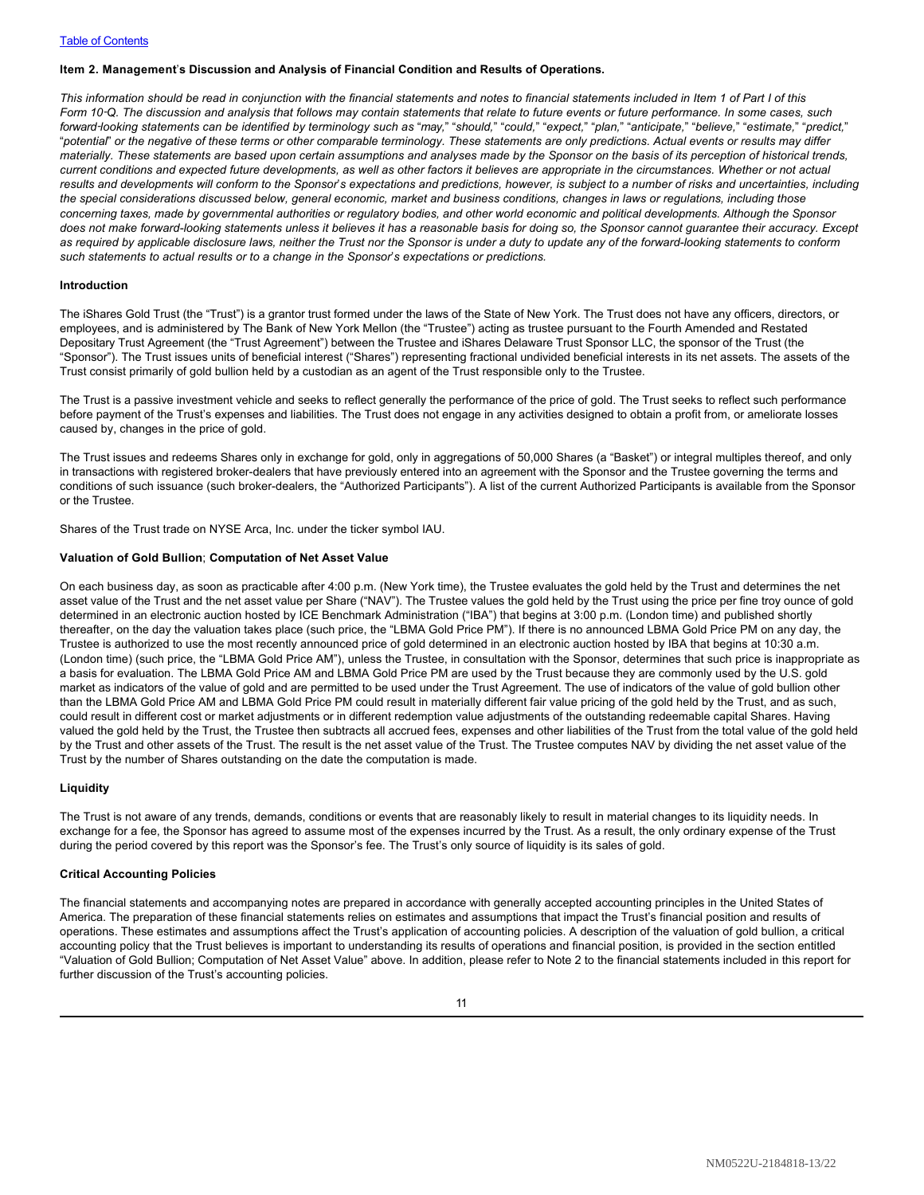## Item 2. Management's Discussion and Analysis of Financial Condition and Results of Operations.

*This information should be read in conjunction with the financial statements and notes to financial statements included in Item 1 of Part I of this Form 10-Q. The discussion and analysis that follows may contain statements that relate to future events or future performance. In some cases, such forward-looking statements can be identified by terminology such as "may," "should," "could," "expect," "plan," "anticipate," "believe," "estimate," "predict," "potential" or the negative of these terms or other comparable terminology. These statements are only predictions. Actual events or results may differ materially. These statements are based upon certain assumptions and analyses made by the Sponsor on the basis of its perception of historical trends, current conditions and expected future developments, as well as other factors it believes are appropriate in the circumstances. Whether or not actual results and developments will conform to the Sponsor's expectations and predictions, however, is subject to a number of risks and uncertainties, including the special considerations discussed below, general economic, market and business conditions, changes in laws or regulations, including those concerning taxes, made by governmental authorities or regulatory bodies, and other world economic and political developments. Although the Sponsor does not make forward-looking statements unless it believes it has a reasonable basis for doing so, the Sponsor cannot guarantee their accuracy. Except as required by applicable disclosure laws, neither the Trust nor the Sponsor is under a duty to update any of the forward-looking statements to conform such statements to actual results or to a change in the Sponsor's expectations or predictions.*

### Introduction

The iShares Gold Trust (the "Trust") is a grantor trust formed under the laws of the State of New York. The Trust does not have any officers, directors, or employees, and is administered by The Bank of New York Mellon (the "Trustee") acting as trustee pursuant to the Fourth Amended and Restated Depositary Trust Agreement (the "Trust Agreement") between the Trustee and iShares Delaware Trust Sponsor LLC, the sponsor of the Trust (the "Sponsor"). The Trust issues units of beneficial interest ("Shares") representing fractional undivided beneficial interests in its net assets. The assets of the Trust consist primarily of gold bullion held by a custodian as an agent of the Trust responsible only to the Trustee.

The Trust is a passive investment vehicle and seeks to reflect generally the performance of the price of gold. The Trust seeks to reflect such performance before payment of the Trust's expenses and liabilities. The Trust does not engage in any activities designed to obtain a profit from, or ameliorate losses caused by, changes in the price of gold.

The Trust issues and redeems Shares only in exchange for gold, only in aggregations of 50,000 Shares (a "Basket") or integral multiples thereof, and only in transactions with registered broker-dealers that have previously entered into an agreement with the Sponsor and the Trustee governing the terms and conditions of such issuance (such broker-dealers, the "Authorized Participants"). A list of the current Authorized Participants is available from the Sponsor or the Trustee.

Shares of the Trust trade on NYSE Arca, Inc. under the ticker symbol IAU.

### Valuation of Gold Bullion; Computation of Net Asset Value

On each business day, as soon as practicable after 4:00 p.m. (New York time), the Trustee evaluates the gold held by the Trust and determines the net asset value of the Trust and the net asset value per Share ("NAV"). The Trustee values the gold held by the Trust using the price per fine troy ounce of gold determined in an electronic auction hosted by ICE Benchmark Administration ("IBA") that begins at 3:00 p.m. (London time) and published shortly thereafter, on the day the valuation takes place (such price, the "LBMA Gold Price PM"). If there is no announced LBMA Gold Price PM on any day, the Trustee is authorized to use the most recently announced price of gold determined in an electronic auction hosted by IBA that begins at 10:30 a.m. (London time) (such price, the "LBMA Gold Price AM"), unless the Trustee, in consultation with the Sponsor, determines that such price is inappropriate as a basis for evaluation. The LBMA Gold Price AM and LBMA Gold Price PM are used by the Trust because they are commonly used by the U.S. gold market as indicators of the value of gold and are permitted to be used under the Trust Agreement. The use of indicators of the value of gold bullion other than the LBMA Gold Price AM and LBMA Gold Price PM could result in materially different fair value pricing of the gold held by the Trust, and as such, could result in different cost or market adjustments or in different redemption value adjustments of the outstanding redeemable capital Shares. Having valued the gold held by the Trust, the Trustee then subtracts all accrued fees, expenses and other liabilities of the Trust from the total value of the gold held by the Trust and other assets of the Trust. The result is the net asset value of the Trust. The Trustee computes NAV by dividing the net asset value of the Trust by the number of Shares outstanding on the date the computation is made.

### Liquidity

The Trust is not aware of any trends, demands, conditions or events that are reasonably likely to result in material changes to its liquidity needs. In exchange for a fee, the Sponsor has agreed to assume most of the expenses incurred by the Trust. As a result, the only ordinary expense of the Trust during the period covered by this report was the Sponsor's fee. The Trust's only source of liquidity is its sales of gold.

### Critical Accounting Policies

The financial statements and accompanying notes are prepared in accordance with generally accepted accounting principles in the United States of America. The preparation of these financial statements relies on estimates and assumptions that impact the Trust's financial position and results of operations. These estimates and assumptions affect the Trust's application of accounting policies. A description of the valuation of gold bullion, a critical accounting policy that the Trust believes is important to understanding its results of operations and financial position, is provided in the section entitled "Valuation of Gold Bullion; Computation of Net Asset Value" above. In addition, please refer to Note 2 to the financial statements included in this report for further discussion of the Trust's accounting policies.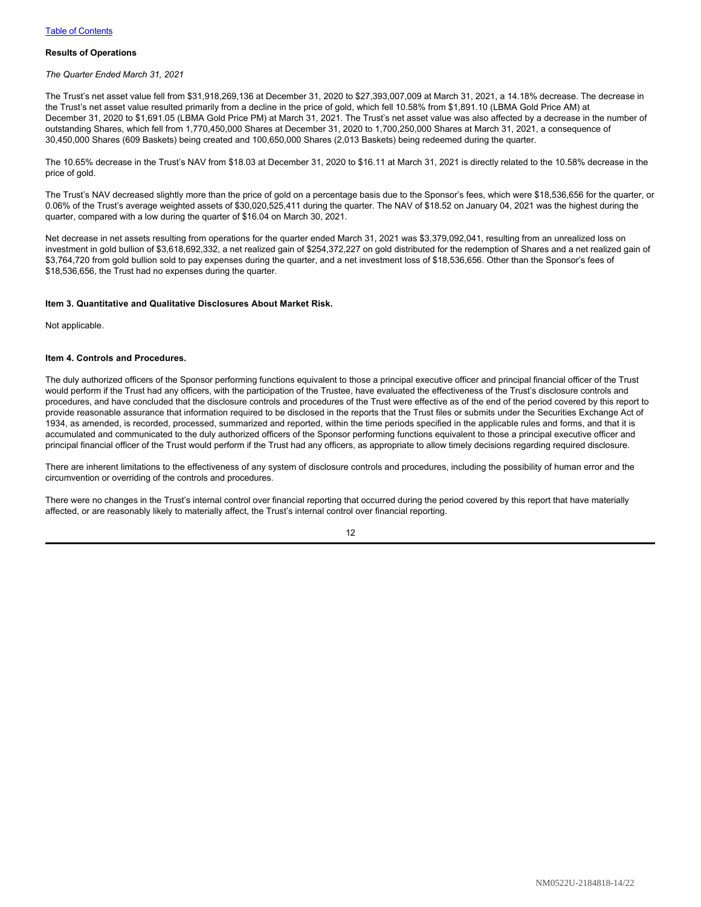## Results of Operations

*The Quarter Ended March 31, 2021*

The Trust's net asset value fell from $31,918,269,136 at December 31, 2020 to $27,393,007,009 at March 31, 2021, a 14.18% decrease. The decrease in the Trust's net asset value resulted primarily from a decline in the price of gold, which fell 10.58% from $1,891.10 (LBMA Gold Price AM) at December 31, 2020 to $1,691.05 (LBMA Gold Price PM) at March 31, 2021. The Trust's net asset value was also affected by a decrease in the number of outstanding Shares, which fell from 1,770,450,000 Shares at December 31, 2020 to 1,700,250,000 Shares at March 31, 2021, a consequence of 30,450,000 Shares (609 Baskets) being created and 100,650,000 Shares (2,013 Baskets) being redeemed during the quarter.

The 10.65% decrease in the Trust's NAV from $18.03 at December 31, 2020 to $16.11 at March 31, 2021 is directly related to the 10.58% decrease in the price of gold.

The Trust's NAV decreased slightly more than the price of gold on a percentage basis due to the Sponsor's fees, which were $18,536,656 for the quarter, or 0.06% of the Trust's average weighted assets of $30,020,525,411 during the quarter. The NAV of $18.52 on January 04, 2021 was the highest during the quarter, compared with a low during the quarter of $16.04 on March 30, 2021.

Net decrease in net assets resulting from operations for the quarter ended March 31, 2021 was $3,379,092,041, resulting from an unrealized loss on investment in gold bullion of $3,618,692,332, a net realized gain of $254,372,227 on gold distributed for the redemption of Shares and a net realized gain of $3,764,720 from gold bullion sold to pay expenses during the quarter, and a net investment loss of $18,536,656. Other than the Sponsor's fees of $18,536,656, the Trust had no expenses during the quarter.

## Item 3. Quantitative and Qualitative Disclosures About Market Risk.

Not applicable.

## Item 4. Controls and Procedures.

The duly authorized officers of the Sponsor performing functions equivalent to those a principal executive officer and principal financial officer of the Trust would perform if the Trust had any officers, with the participation of the Trustee, have evaluated the effectiveness of the Trust's disclosure controls and procedures, and have concluded that the disclosure controls and procedures of the Trust were effective as of the end of the period covered by this report to provide reasonable assurance that information required to be disclosed in the reports that the Trust files or submits under the Securities Exchange Act of 1934, as amended, is recorded, processed, summarized and reported, within the time periods specified in the applicable rules and forms, and that it is accumulated and communicated to the duly authorized officers of the Sponsor performing functions equivalent to those a principal executive officer and principal financial officer of the Trust would perform if the Trust had any officers, as appropriate to allow timely decisions regarding required disclosure.

There are inherent limitations to the effectiveness of any system of disclosure controls and procedures, including the possibility of human error and the circumvention or overriding of the controls and procedures.

There were no changes in the Trust's internal control over financial reporting that occurred during the period covered by this report that have materially affected, or are reasonably likely to materially affect, the Trust's internal control over financial reporting.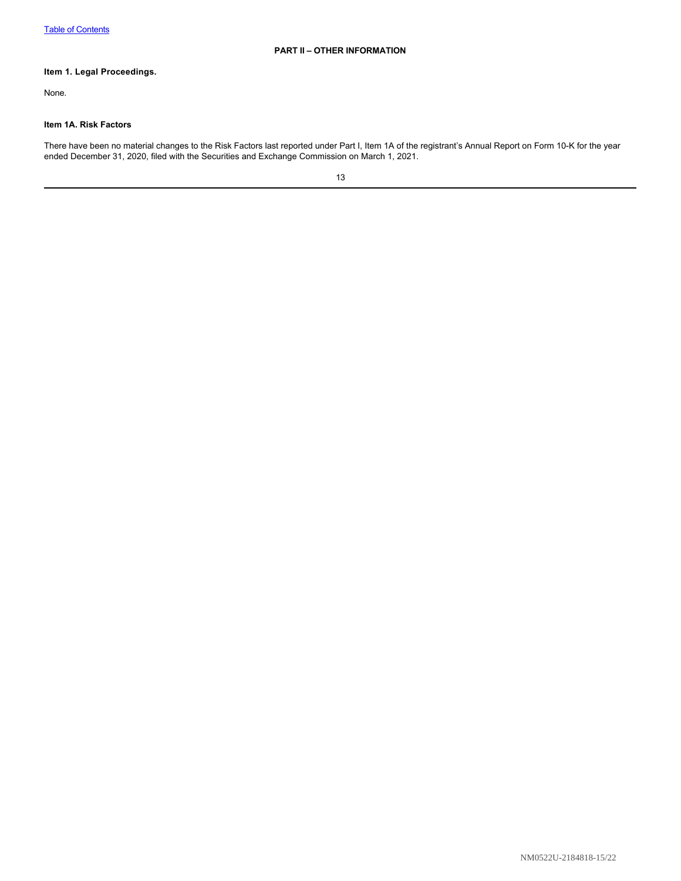## PART II – OTHER INFORMATION

### Item 1. Legal Proceedings.

None.

### Item 1A. Risk Factors

There have been no material changes to the Risk Factors last reported under Part I, Item 1A of the registrant's Annual Report on Form 10-K for the year ended December 31, 2020, filed with the Securities and Exchange Commission on March 1, 2021.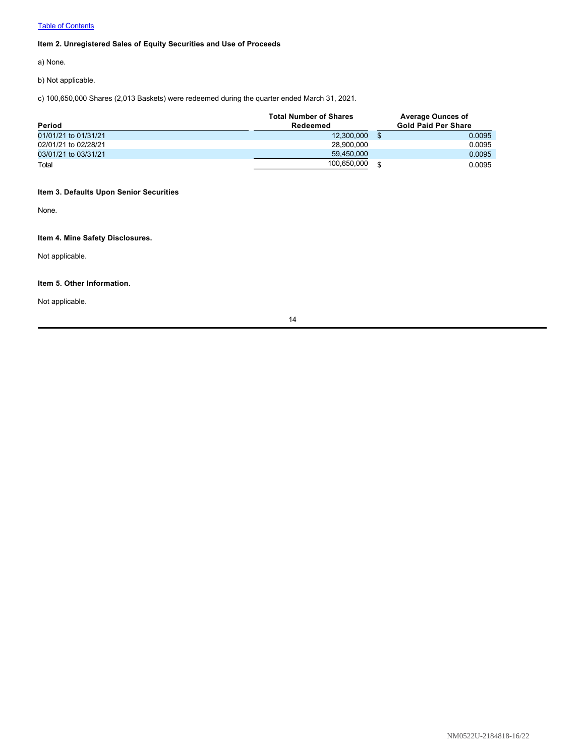[Table of Contents](#)

**Item 2. Unregistered Sales of Equity Securities and Use of Proceeds**

a) None.

b) Not applicable.

c) 100,650,000 Shares (2,013 Baskets) were redeemed during the quarter ended March 31, 2021.

| Period | Total Number of Shares Redeemed | Average Ounces of Gold Paid Per Share |
|---|---|---|
| 01/01/21 to 01/31/21 | 12,300,000 | $ 0.0095 |
| 02/01/21 to 02/28/21 | 28,900,000 | 0.0095 |
| 03/01/21 to 03/31/21 | 59,450,000 | 0.0095 |
| Total | 100,650,000 | $ 0.0095 |

**Item 3. Defaults Upon Senior Securities**

None.

**Item 4. Mine Safety Disclosures.**

Not applicable.

**Item 5. Other Information.**

Not applicable.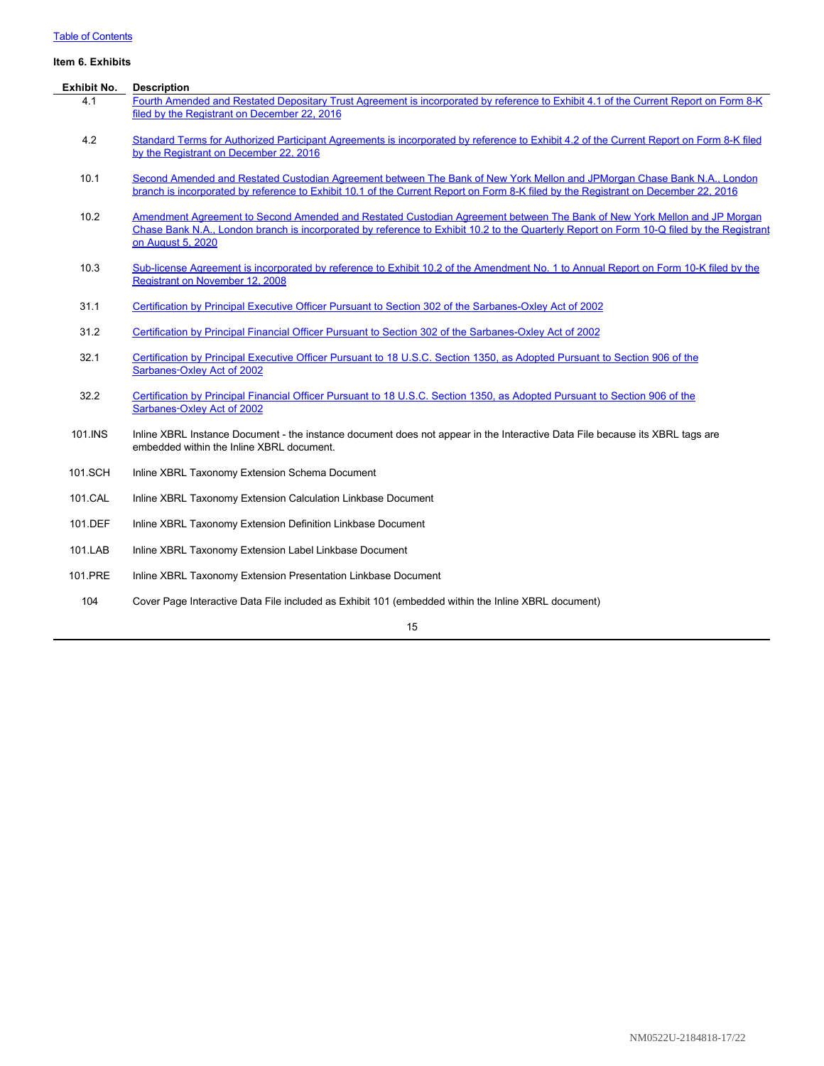**Item 6. Exhibits**

| Exhibit No. | Description |
|---|---|
| 4.1 | Fourth Amended and Restated Depositary Trust Agreement is incorporated by reference to Exhibit 4.1 of the Current Report on Form 8-K filed by the Registrant on December 22, 2016 |
| 4.2 | Standard Terms for Authorized Participant Agreements is incorporated by reference to Exhibit 4.2 of the Current Report on Form 8-K filed by the Registrant on December 22, 2016 |
| 10.1 | Second Amended and Restated Custodian Agreement between The Bank of New York Mellon and JPMorgan Chase Bank N.A., London branch is incorporated by reference to Exhibit 10.1 of the Current Report on Form 8-K filed by the Registrant on December 22, 2016 |
| 10.2 | Amendment Agreement to Second Amended and Restated Custodian Agreement between The Bank of New York Mellon and JP Morgan Chase Bank N.A., London branch is incorporated by reference to Exhibit 10.2 to the Quarterly Report on Form 10-Q filed by the Registrant on August 5, 2020 |
| 10.3 | Sub-license Agreement is incorporated by reference to Exhibit 10.2 of the Amendment No. 1 to Annual Report on Form 10-K filed by the Registrant on November 12, 2008 |
| 31.1 | Certification by Principal Executive Officer Pursuant to Section 302 of the Sarbanes-Oxley Act of 2002 |
| 31.2 | Certification by Principal Financial Officer Pursuant to Section 302 of the Sarbanes-Oxley Act of 2002 |
| 32.1 | Certification by Principal Executive Officer Pursuant to 18 U.S.C. Section 1350, as Adopted Pursuant to Section 906 of the Sarbanes-Oxley Act of 2002 |
| 32.2 | Certification by Principal Financial Officer Pursuant to 18 U.S.C. Section 1350, as Adopted Pursuant to Section 906 of the Sarbanes-Oxley Act of 2002 |
| 101.INS | Inline XBRL Instance Document - the instance document does not appear in the Interactive Data File because its XBRL tags are embedded within the Inline XBRL document. |
| 101.SCH | Inline XBRL Taxonomy Extension Schema Document |
| 101.CAL | Inline XBRL Taxonomy Extension Calculation Linkbase Document |
| 101.DEF | Inline XBRL Taxonomy Extension Definition Linkbase Document |
| 101.LAB | Inline XBRL Taxonomy Extension Label Linkbase Document |
| 101.PRE | Inline XBRL Taxonomy Extension Presentation Linkbase Document |
| 104 | Cover Page Interactive Data File included as Exhibit 101 (embedded within the Inline XBRL document) |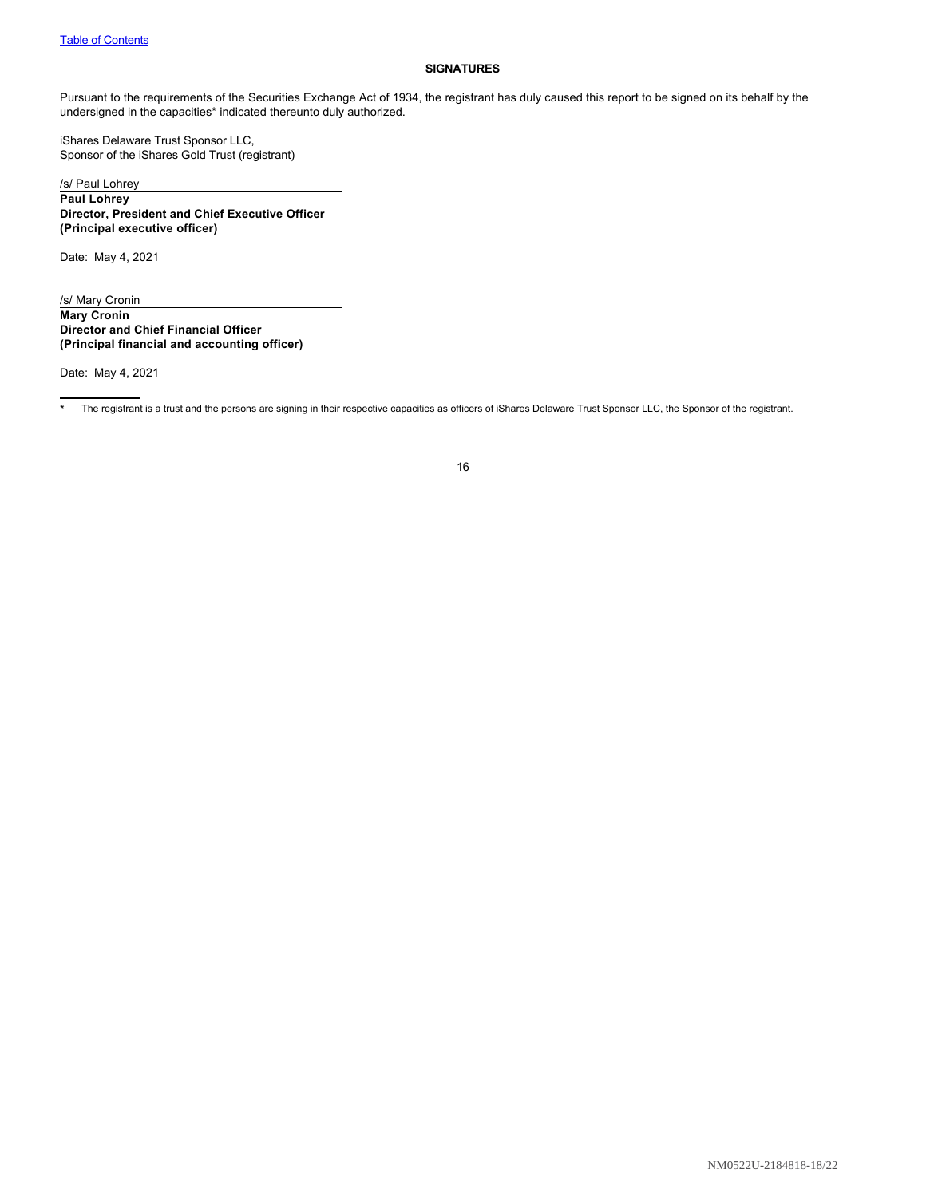[Table of Contents](#)

**SIGNATURES**

Pursuant to the requirements of the Securities Exchange Act of 1934, the registrant has duly caused this report to be signed on its behalf by the undersigned in the capacities* indicated thereunto duly authorized.

iShares Delaware Trust Sponsor LLC,
Sponsor of the iShares Gold Trust (registrant)

/s/ Paul Lohrey

**Paul Lohrey**
**Director, President and Chief Executive Officer**
**(Principal executive officer)**

Date: May 4, 2021

/s/ Mary Cronin

**Mary Cronin**
**Director and Chief Financial Officer**
**(Principal financial and accounting officer)**

Date: May 4, 2021

---

* The registrant is a trust and the persons are signing in their respective capacities as officers of iShares Delaware Trust Sponsor LLC, the Sponsor of the registrant.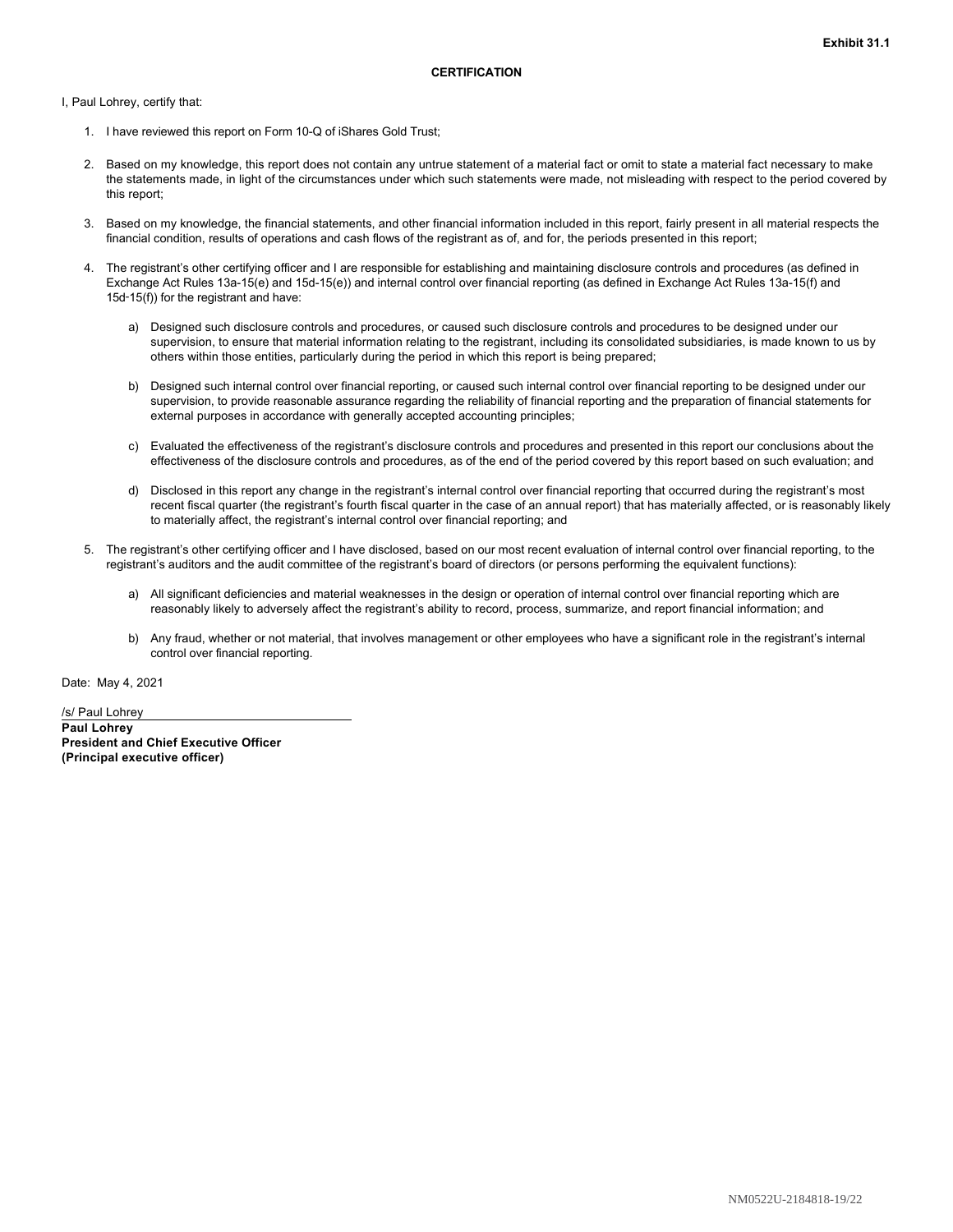**Exhibit 31.1**

**CERTIFICATION**

I, Paul Lohrey, certify that:

1. I have reviewed this report on Form 10-Q of iShares Gold Trust;

2. Based on my knowledge, this report does not contain any untrue statement of a material fact or omit to state a material fact necessary to make the statements made, in light of the circumstances under which such statements were made, not misleading with respect to the period covered by this report;

3. Based on my knowledge, the financial statements, and other financial information included in this report, fairly present in all material respects the financial condition, results of operations and cash flows of the registrant as of, and for, the periods presented in this report;

4. The registrant's other certifying officer and I are responsible for establishing and maintaining disclosure controls and procedures (as defined in Exchange Act Rules 13a-15(e) and 15d-15(e)) and internal control over financial reporting (as defined in Exchange Act Rules 13a-15(f) and 15d-15(f)) for the registrant and have:

   a) Designed such disclosure controls and procedures, or caused such disclosure controls and procedures to be designed under our supervision, to ensure that material information relating to the registrant, including its consolidated subsidiaries, is made known to us by others within those entities, particularly during the period in which this report is being prepared;

   b) Designed such internal control over financial reporting, or caused such internal control over financial reporting to be designed under our supervision, to provide reasonable assurance regarding the reliability of financial reporting and the preparation of financial statements for external purposes in accordance with generally accepted accounting principles;

   c) Evaluated the effectiveness of the registrant's disclosure controls and procedures and presented in this report our conclusions about the effectiveness of the disclosure controls and procedures, as of the end of the period covered by this report based on such evaluation; and

   d) Disclosed in this report any change in the registrant's internal control over financial reporting that occurred during the registrant's most recent fiscal quarter (the registrant's fourth fiscal quarter in the case of an annual report) that has materially affected, or is reasonably likely to materially affect, the registrant's internal control over financial reporting; and

5. The registrant's other certifying officer and I have disclosed, based on our most recent evaluation of internal control over financial reporting, to the registrant's auditors and the audit committee of the registrant's board of directors (or persons performing the equivalent functions):

   a) All significant deficiencies and material weaknesses in the design or operation of internal control over financial reporting which are reasonably likely to adversely affect the registrant's ability to record, process, summarize, and report financial information; and

   b) Any fraud, whether or not material, that involves management or other employees who have a significant role in the registrant's internal control over financial reporting.

Date: May 4, 2021

/s/ Paul Lohrey

**Paul Lohrey**
**President and Chief Executive Officer**
**(Principal executive officer)**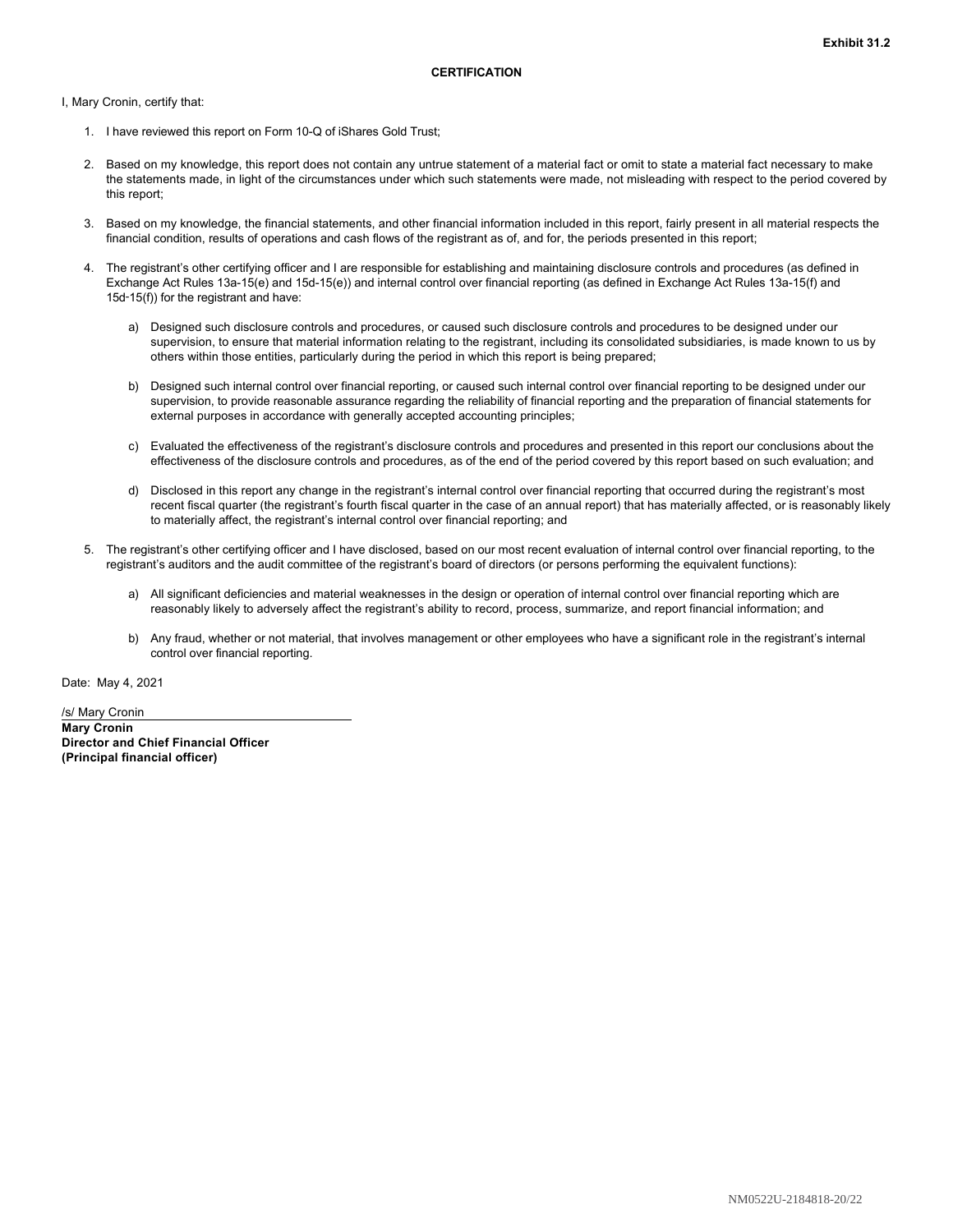**Exhibit 31.2**

**CERTIFICATION**

I, Mary Cronin, certify that:

1. I have reviewed this report on Form 10-Q of iShares Gold Trust;

2. Based on my knowledge, this report does not contain any untrue statement of a material fact or omit to state a material fact necessary to make the statements made, in light of the circumstances under which such statements were made, not misleading with respect to the period covered by this report;

3. Based on my knowledge, the financial statements, and other financial information included in this report, fairly present in all material respects the financial condition, results of operations and cash flows of the registrant as of, and for, the periods presented in this report;

4. The registrant's other certifying officer and I are responsible for establishing and maintaining disclosure controls and procedures (as defined in Exchange Act Rules 13a-15(e) and 15d-15(e)) and internal control over financial reporting (as defined in Exchange Act Rules 13a-15(f) and 15d-15(f)) for the registrant and have:

   a) Designed such disclosure controls and procedures, or caused such disclosure controls and procedures to be designed under our supervision, to ensure that material information relating to the registrant, including its consolidated subsidiaries, is made known to us by others within those entities, particularly during the period in which this report is being prepared;

   b) Designed such internal control over financial reporting, or caused such internal control over financial reporting to be designed under our supervision, to provide reasonable assurance regarding the reliability of financial reporting and the preparation of financial statements for external purposes in accordance with generally accepted accounting principles;

   c) Evaluated the effectiveness of the registrant's disclosure controls and procedures and presented in this report our conclusions about the effectiveness of the disclosure controls and procedures, as of the end of the period covered by this report based on such evaluation; and

   d) Disclosed in this report any change in the registrant's internal control over financial reporting that occurred during the registrant's most recent fiscal quarter (the registrant's fourth fiscal quarter in the case of an annual report) that has materially affected, or is reasonably likely to materially affect, the registrant's internal control over financial reporting; and

5. The registrant's other certifying officer and I have disclosed, based on our most recent evaluation of internal control over financial reporting, to the registrant's auditors and the audit committee of the registrant's board of directors (or persons performing the equivalent functions):

   a) All significant deficiencies and material weaknesses in the design or operation of internal control over financial reporting which are reasonably likely to adversely affect the registrant's ability to record, process, summarize, and report financial information; and

   b) Any fraud, whether or not material, that involves management or other employees who have a significant role in the registrant's internal control over financial reporting.

Date: May 4, 2021

/s/ Mary Cronin

**Mary Cronin**
**Director and Chief Financial Officer**
**(Principal financial officer)**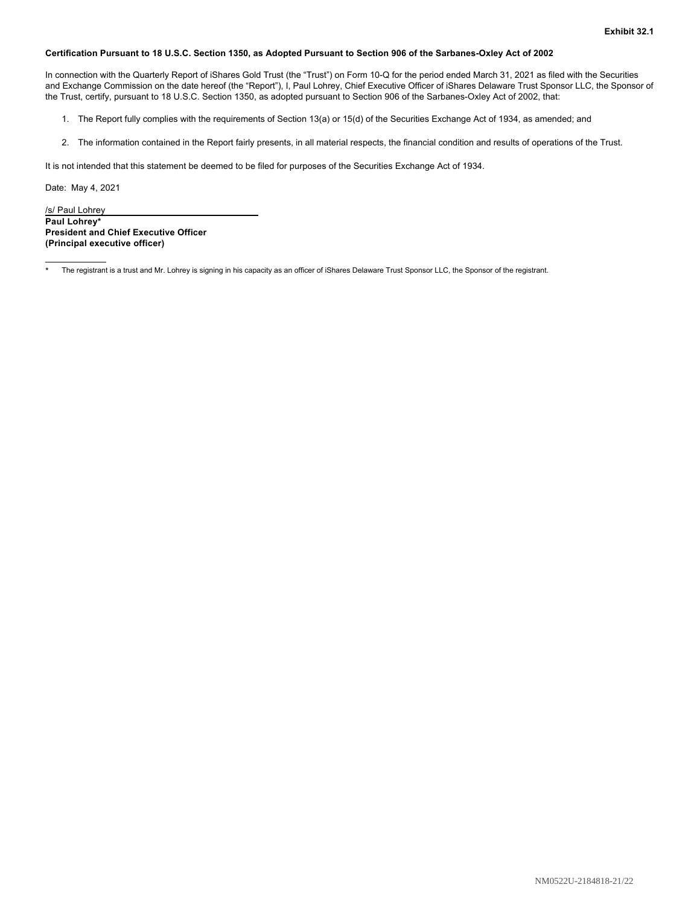**Exhibit 32.1**

**Certification Pursuant to 18 U.S.C. Section 1350, as Adopted Pursuant to Section 906 of the Sarbanes-Oxley Act of 2002**

In connection with the Quarterly Report of iShares Gold Trust (the "Trust") on Form 10-Q for the period ended March 31, 2021 as filed with the Securities and Exchange Commission on the date hereof (the "Report"), I, Paul Lohrey, Chief Executive Officer of iShares Delaware Trust Sponsor LLC, the Sponsor of the Trust, certify, pursuant to 18 U.S.C. Section 1350, as adopted pursuant to Section 906 of the Sarbanes-Oxley Act of 2002, that:

1. The Report fully complies with the requirements of Section 13(a) or 15(d) of the Securities Exchange Act of 1934, as amended; and
2. The information contained in the Report fairly presents, in all material respects, the financial condition and results of operations of the Trust.

It is not intended that this statement be deemed to be filed for purposes of the Securities Exchange Act of 1934.

Date: May 4, 2021

/s/ Paul Lohrey
**Paul Lohrey***
**President and Chief Executive Officer**
**(Principal executive officer)**

---

* The registrant is a trust and Mr. Lohrey is signing in his capacity as an officer of iShares Delaware Trust Sponsor LLC, the Sponsor of the registrant.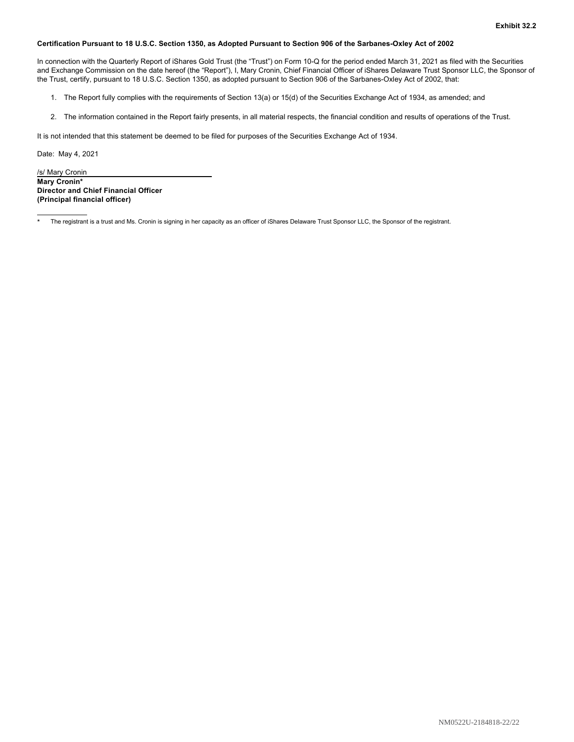**Exhibit 32.2**

**Certification Pursuant to 18 U.S.C. Section 1350, as Adopted Pursuant to Section 906 of the Sarbanes-Oxley Act of 2002**

In connection with the Quarterly Report of iShares Gold Trust (the "Trust") on Form 10-Q for the period ended March 31, 2021 as filed with the Securities and Exchange Commission on the date hereof (the "Report"), I, Mary Cronin, Chief Financial Officer of iShares Delaware Trust Sponsor LLC, the Sponsor of the Trust, certify, pursuant to 18 U.S.C. Section 1350, as adopted pursuant to Section 906 of the Sarbanes-Oxley Act of 2002, that:

1. The Report fully complies with the requirements of Section 13(a) or 15(d) of the Securities Exchange Act of 1934, as amended; and

2. The information contained in the Report fairly presents, in all material respects, the financial condition and results of operations of the Trust.

It is not intended that this statement be deemed to be filed for purposes of the Securities Exchange Act of 1934.

Date: May 4, 2021

/s/ Mary Cronin

**Mary Cronin***
**Director and Chief Financial Officer**
**(Principal financial officer)**

\* The registrant is a trust and Ms. Cronin is signing in her capacity as an officer of iShares Delaware Trust Sponsor LLC, the Sponsor of the registrant.